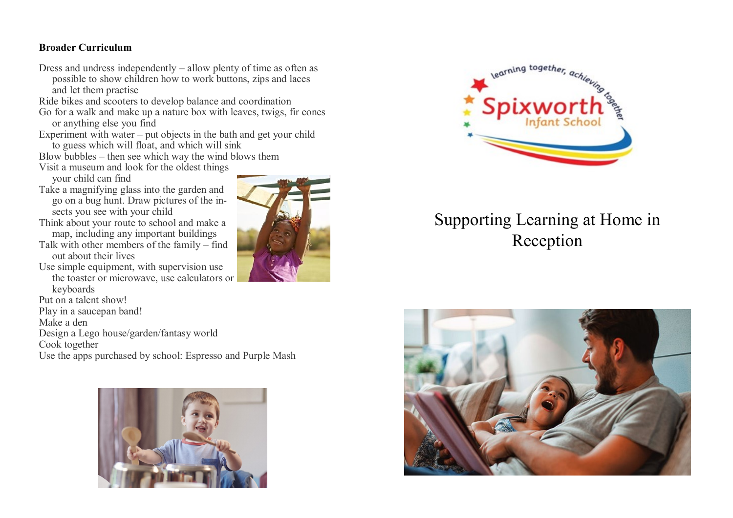**Broader Curriculum**

Dress and undress independently – allow plenty of time as often as possible to show children how to work buttons, zips and laces and let them practise
Ride bikes and scooters to develop balance and coordination
Go for a walk and make up a nature box with leaves, twigs, fir cones or anything else you find
Experiment with water – put objects in the bath and get your child to guess which will float, and which will sink
Blow bubbles – then see which way the wind blows them
Visit a museum and look for the oldest things your child can find
Take a magnifying glass into the garden and go on a bug hunt. Draw pictures of the insects you see with your child
Think about your route to school and make a map, including any important buildings
Talk with other members of the family – find out about their lives
Use simple equipment, with supervision use the toaster or microwave, use calculators or keyboards
Put on a talent show!
Play in a saucepan band!
Make a den
Design a Lego house/garden/fantasy world
Cook together
Use the apps purchased by school: Espresso and Purple Mash

learning together, achieving together

Spixworth Infant School

# Supporting Learning at Home in Reception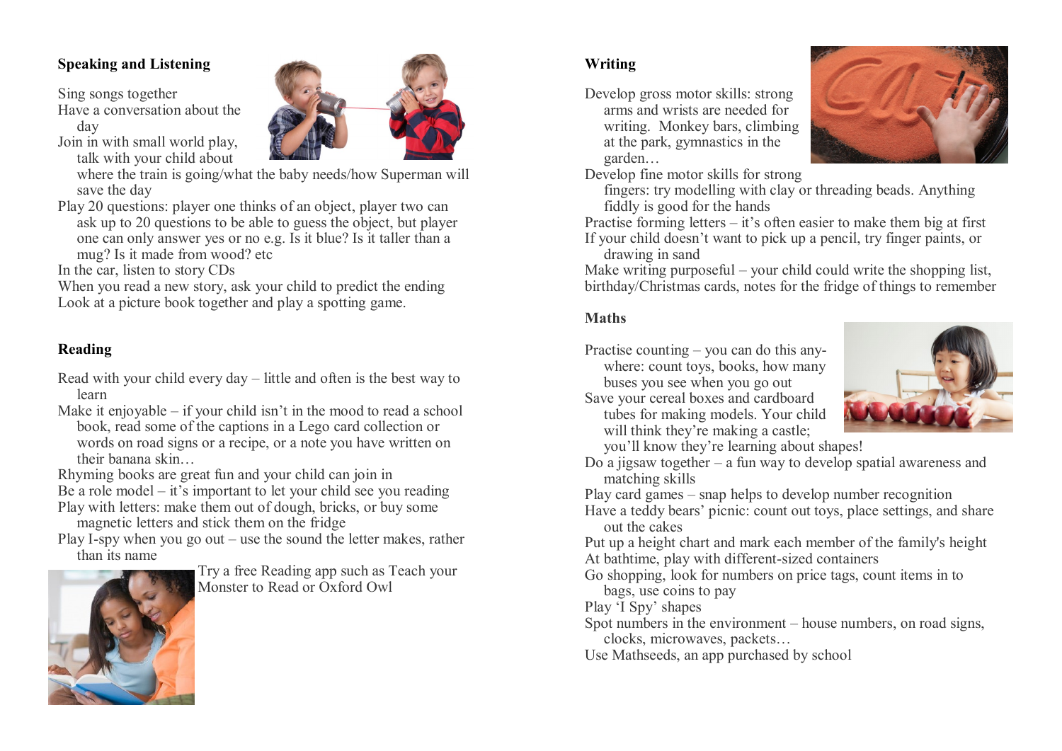## Speaking and Listening

- Sing songs together
- Have a conversation about the day
- Join in with small world play, talk with your child about where the train is going/what the baby needs/how Superman will save the day
- Play 20 questions: player one thinks of an object, player two can ask up to 20 questions to be able to guess the object, but player one can only answer yes or no e.g. Is it blue? Is it taller than a mug? Is it made from wood? etc
- In the car, listen to story CDs
- When you read a new story, ask your child to predict the ending
- Look at a picture book together and play a spotting game.

## Reading

- Read with your child every day – little and often is the best way to learn
- Make it enjoyable – if your child isn't in the mood to read a school book, read some of the captions in a Lego card collection or words on road signs or a recipe, or a note you have written on their banana skin…
- Rhyming books are great fun and your child can join in
- Be a role model – it's important to let your child see you reading
- Play with letters: make them out of dough, bricks, or buy some magnetic letters and stick them on the fridge
- Play I-spy when you go out – use the sound the letter makes, rather than its name
- Try a free Reading app such as Teach your Monster to Read or Oxford Owl

## Writing

- Develop gross motor skills: strong arms and wrists are needed for writing. Monkey bars, climbing at the park, gymnastics in the garden…
- Develop fine motor skills for strong fingers: try modelling with clay or threading beads. Anything fiddly is good for the hands
- Practise forming letters – it's often easier to make them big at first
- If your child doesn't want to pick up a pencil, try finger paints, or drawing in sand
- Make writing purposeful – your child could write the shopping list, birthday/Christmas cards, notes for the fridge of things to remember

## Maths

- Practise counting – you can do this anywhere: count toys, books, how many buses you see when you go out
- Save your cereal boxes and cardboard tubes for making models. Your child will think they're making a castle; you'll know they're learning about shapes!
- Do a jigsaw together – a fun way to develop spatial awareness and matching skills
- Play card games – snap helps to develop number recognition
- Have a teddy bears' picnic: count out toys, place settings, and share out the cakes
- Put up a height chart and mark each member of the family's height
- At bathtime, play with different-sized containers
- Go shopping, look for numbers on price tags, count items in to bags, use coins to pay
- Play 'I Spy' shapes
- Spot numbers in the environment – house numbers, on road signs, clocks, microwaves, packets…
- Use Mathseeds, an app purchased by school